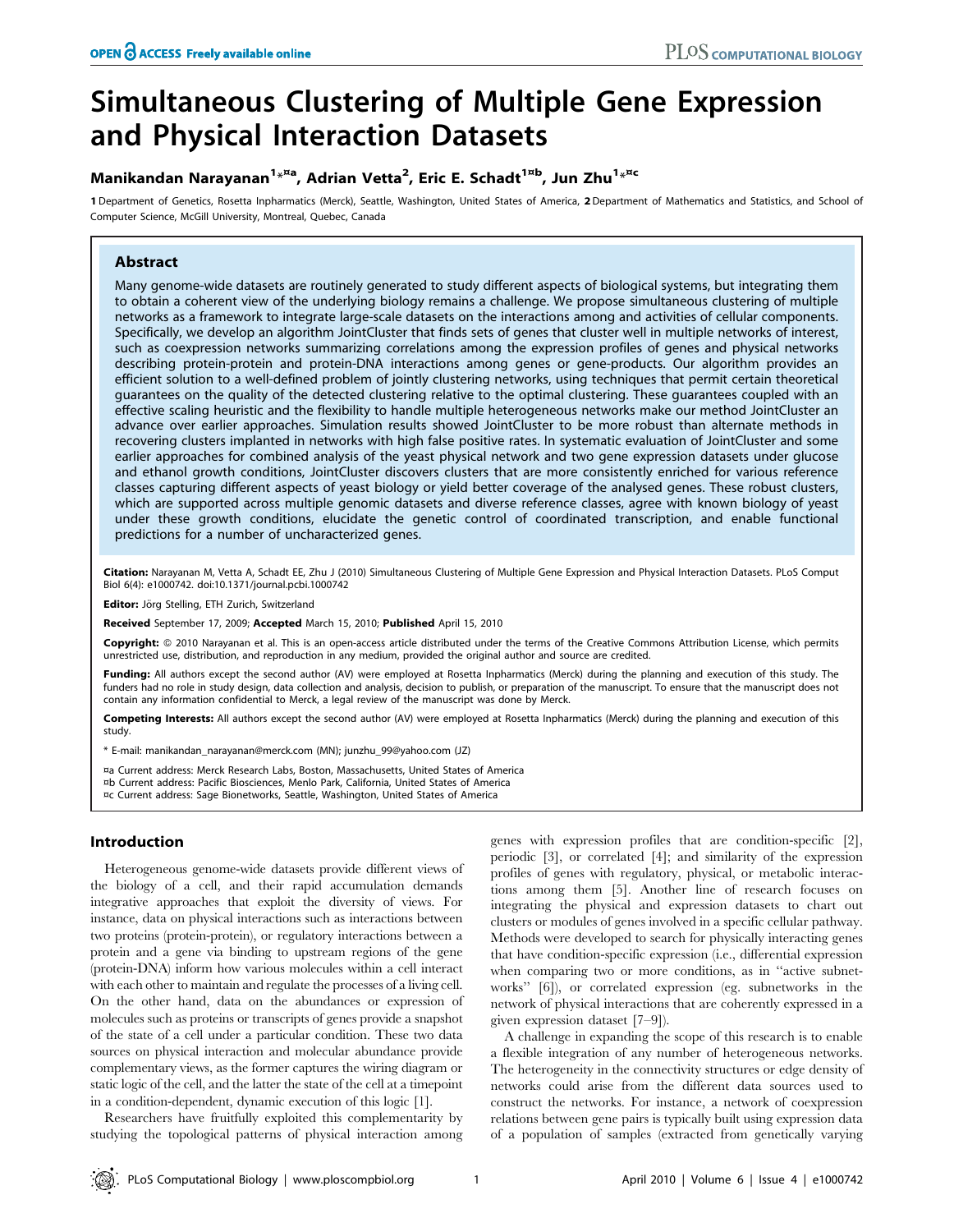# Simultaneous Clustering of Multiple Gene Expression and Physical Interaction Datasets

**Manikandan Narayanan[1]*¤a, Adrian Vetta[2], Eric E. Schadt[1]¤b, Jun Zhu[1]*¤c**

**1** Department of Genetics, Rosetta Inpharmatics (Merck), Seattle, Washington, United States of America, **2** Department of Mathematics and Statistics, and School of Computer Science, McGill University, Montreal, Quebec, Canada

## Abstract

Many genome-wide datasets are routinely generated to study different aspects of biological systems, but integrating them to obtain a coherent view of the underlying biology remains a challenge. We propose simultaneous clustering of multiple networks as a framework to integrate large-scale datasets on the interactions among and activities of cellular components. Specifically, we develop an algorithm JointCluster that finds sets of genes that cluster well in multiple networks of interest, such as coexpression networks summarizing correlations among the expression profiles of genes and physical networks describing protein-protein and protein-DNA interactions among genes or gene-products. Our algorithm provides an efficient solution to a well-defined problem of jointly clustering networks, using techniques that permit certain theoretical guarantees on the quality of the detected clustering relative to the optimal clustering. These guarantees coupled with an effective scaling heuristic and the flexibility to handle multiple heterogeneous networks make our method JointCluster an advance over earlier approaches. Simulation results showed JointCluster to be more robust than alternate methods in recovering clusters implanted in networks with high false positive rates. In systematic evaluation of JointCluster and some earlier approaches for combined analysis of the yeast physical network and two gene expression datasets under glucose and ethanol growth conditions, JointCluster discovers clusters that are more consistently enriched for various reference classes capturing different aspects of yeast biology or yield better coverage of the analysed genes. These robust clusters, which are supported across multiple genomic datasets and diverse reference classes, agree with known biology of yeast under these growth conditions, elucidate the genetic control of coordinated transcription, and enable functional predictions for a number of uncharacterized genes.

**Citation:** Narayanan M, Vetta A, Schadt EE, Zhu J (2010) Simultaneous Clustering of Multiple Gene Expression and Physical Interaction Datasets. PLoS Comput Biol 6(4): e1000742. doi:10.1371/journal.pcbi.1000742

**Editor:** Jörg Stelling, ETH Zurich, Switzerland

**Received** September 17, 2009; **Accepted** March 15, 2010; **Published** April 15, 2010

**Copyright:** © 2010 Narayanan et al. This is an open-access article distributed under the terms of the Creative Commons Attribution License, which permits unrestricted use, distribution, and reproduction in any medium, provided the original author and source are credited.

**Funding:** All authors except the second author (AV) were employed at Rosetta Inpharmatics (Merck) during the planning and execution of this study. The funders had no role in study design, data collection and analysis, decision to publish, or preparation of the manuscript. To ensure that the manuscript does not contain any information confidential to Merck, a legal review of the manuscript was done by Merck.

**Competing Interests:** All authors except the second author (AV) were employed at Rosetta Inpharmatics (Merck) during the planning and execution of this study.

* E-mail: manikandan_narayanan@merck.com (MN); junzhu_99@yahoo.com (JZ)

¤a Current address: Merck Research Labs, Boston, Massachusetts, United States of America
¤b Current address: Pacific Biosciences, Menlo Park, California, United States of America
¤c Current address: Sage Bionetworks, Seattle, Washington, United States of America

## Introduction

Heterogeneous genome-wide datasets provide different views of the biology of a cell, and their rapid accumulation demands integrative approaches that exploit the diversity of views. For instance, data on physical interactions such as interactions between two proteins (protein-protein), or regulatory interactions between a protein and a gene via binding to upstream regions of the gene (protein-DNA) inform how various molecules within a cell interact with each other to maintain and regulate the processes of a living cell. On the other hand, data on the abundances or expression of molecules such as proteins or transcripts of genes provide a snapshot of the state of a cell under a particular condition. These two data sources on physical interaction and molecular abundance provide complementary views, as the former captures the wiring diagram or static logic of the cell, and the latter the state of the cell at a timepoint in a condition-dependent, dynamic execution of this logic [1].

Researchers have fruitfully exploited this complementarity by studying the topological patterns of physical interaction among genes with expression profiles that are condition-specific [2], periodic [3], or correlated [4]; and similarity of the expression profiles of genes with regulatory, physical, or metabolic interactions among them [5]. Another line of research focuses on integrating the physical and expression datasets to chart out clusters or modules of genes involved in a specific cellular pathway. Methods were developed to search for physically interacting genes that have condition-specific expression (i.e., differential expression when comparing two or more conditions, as in "active subnetworks" [6]), or correlated expression (eg. subnetworks in the network of physical interactions that are coherently expressed in a given expression dataset [7–9]).

A challenge in expanding the scope of this research is to enable a flexible integration of any number of heterogeneous networks. The heterogeneity in the connectivity structures or edge density of networks could arise from the different data sources used to construct the networks. For instance, a network of coexpression relations between gene pairs is typically built using expression data of a population of samples (extracted from genetically varying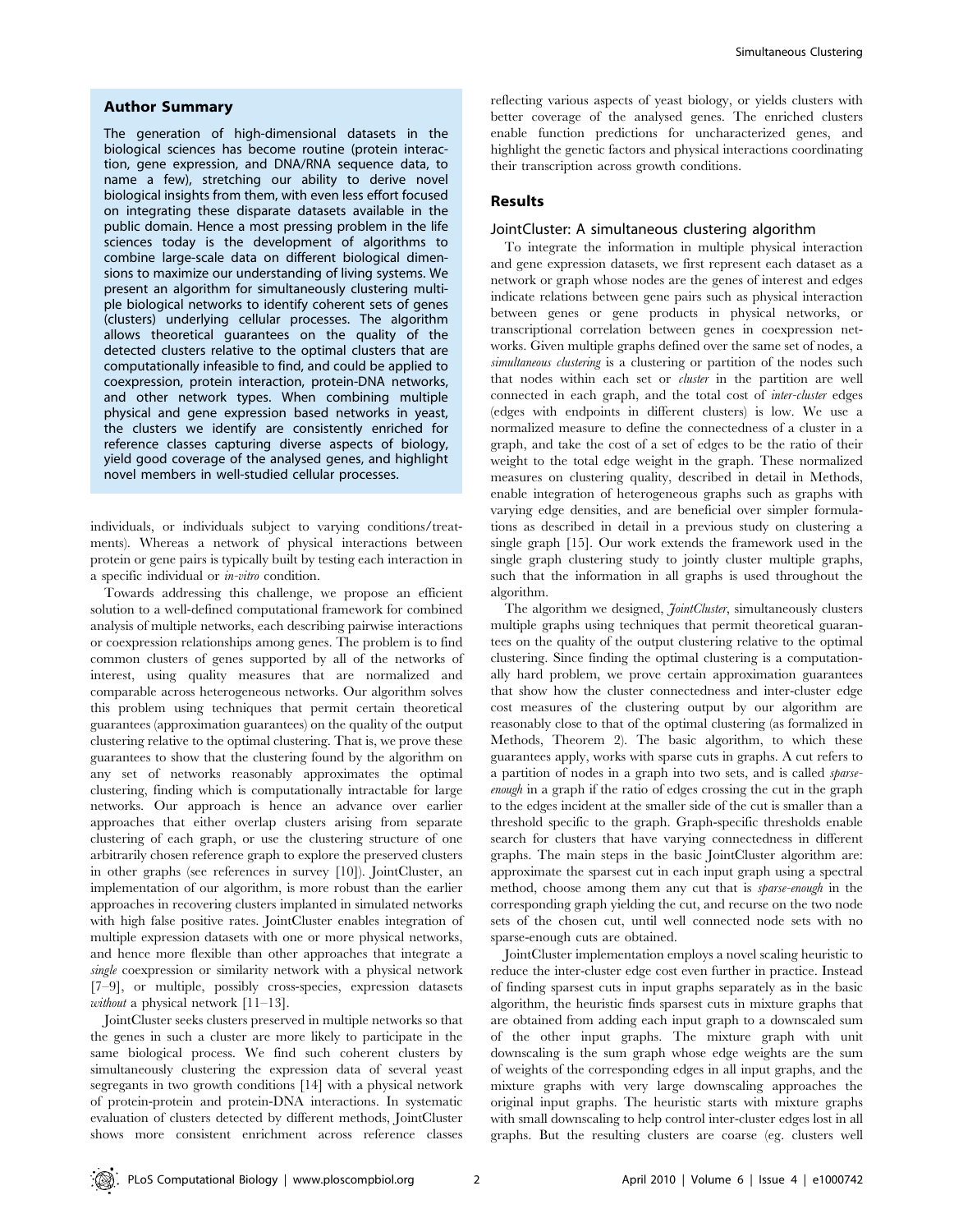## Author Summary

The generation of high-dimensional datasets in the biological sciences has become routine (protein interaction, gene expression, and DNA/RNA sequence data, to name a few), stretching our ability to derive novel biological insights from them, with even less effort focused on integrating these disparate datasets available in the public domain. Hence a most pressing problem in the life sciences today is the development of algorithms to combine large-scale data on different biological dimensions to maximize our understanding of living systems. We present an algorithm for simultaneously clustering multiple biological networks to identify coherent sets of genes (clusters) underlying cellular processes. The algorithm allows theoretical guarantees on the quality of the detected clusters relative to the optimal clusters that are computationally infeasible to find, and could be applied to coexpression, protein interaction, protein-DNA networks, and other network types. When combining multiple physical and gene expression based networks in yeast, the clusters we identify are consistently enriched for reference classes capturing diverse aspects of biology, yield good coverage of the analysed genes, and highlight novel members in well-studied cellular processes.

individuals, or individuals subject to varying conditions/treatments). Whereas a network of physical interactions between protein or gene pairs is typically built by testing each interaction in a specific individual or *in-vitro* condition.

Towards addressing this challenge, we propose an efficient solution to a well-defined computational framework for combined analysis of multiple networks, each describing pairwise interactions or coexpression relationships among genes. The problem is to find common clusters of genes supported by all of the networks of interest, using quality measures that are normalized and comparable across heterogeneous networks. Our algorithm solves this problem using techniques that permit certain theoretical guarantees (approximation guarantees) on the quality of the output clustering relative to the optimal clustering. That is, we prove these guarantees to show that the clustering found by the algorithm on any set of networks reasonably approximates the optimal clustering, finding which is computationally intractable for large networks. Our approach is hence an advance over earlier approaches that either overlap clusters arising from separate clustering of each graph, or use the clustering structure of one arbitrarily chosen reference graph to explore the preserved clusters in other graphs (see references in survey [10]). JointCluster, an implementation of our algorithm, is more robust than the earlier approaches in recovering clusters implanted in simulated networks with high false positive rates. JointCluster enables integration of multiple expression datasets with one or more physical networks, and hence more flexible than other approaches that integrate a *single* coexpression or similarity network with a physical network [7–9], or multiple, possibly cross-species, expression datasets *without* a physical network [11–13].

JointCluster seeks clusters preserved in multiple networks so that the genes in such a cluster are more likely to participate in the same biological process. We find such coherent clusters by simultaneously clustering the expression data of several yeast segregants in two growth conditions [14] with a physical network of protein-protein and protein-DNA interactions. In systematic evaluation of clusters detected by different methods, JointCluster shows more consistent enrichment across reference classes reflecting various aspects of yeast biology, or yields clusters with better coverage of the analysed genes. The enriched clusters enable function predictions for uncharacterized genes, and highlight the genetic factors and physical interactions coordinating their transcription across growth conditions.

## Results

### JointCluster: A simultaneous clustering algorithm

To integrate the information in multiple physical interaction and gene expression datasets, we first represent each dataset as a network or graph whose nodes are the genes of interest and edges indicate relations between gene pairs such as physical interaction between genes or gene products in physical networks, or transcriptional correlation between genes in coexpression networks. Given multiple graphs defined over the same set of nodes, a *simultaneous clustering* is a clustering or partition of the nodes such that nodes within each set or *cluster* in the partition are well connected in each graph, and the total cost of *inter-cluster* edges (edges with endpoints in different clusters) is low. We use a normalized measure to define the connectedness of a cluster in a graph, and take the cost of a set of edges to be the ratio of their weight to the total edge weight in the graph. These normalized measures on clustering quality, described in detail in Methods, enable integration of heterogeneous graphs such as graphs with varying edge densities, and are beneficial over simpler formulations as described in detail in a previous study on clustering a single graph [15]. Our work extends the framework used in the single graph clustering study to jointly cluster multiple graphs, such that the information in all graphs is used throughout the algorithm.

The algorithm we designed, *JointCluster*, simultaneously clusters multiple graphs using techniques that permit theoretical guarantees on the quality of the output clustering relative to the optimal clustering. Since finding the optimal clustering is a computationally hard problem, we prove certain approximation guarantees that show how the cluster connectedness and inter-cluster edge cost measures of the clustering output by our algorithm are reasonably close to that of the optimal clustering (as formalized in Methods, Theorem 2). The basic algorithm, to which these guarantees apply, works with sparse cuts in graphs. A cut refers to a partition of nodes in a graph into two sets, and is called *sparse-enough* in a graph if the ratio of edges crossing the cut in the graph to the edges incident at the smaller side of the cut is smaller than a threshold specific to the graph. Graph-specific thresholds enable search for clusters that have varying connectedness in different graphs. The main steps in the basic JointCluster algorithm are: approximate the sparsest cut in each input graph using a spectral method, choose among them any cut that is *sparse-enough* in the corresponding graph yielding the cut, and recurse on the two node sets of the chosen cut, until well connected node sets with no sparse-enough cuts are obtained.

JointCluster implementation employs a novel scaling heuristic to reduce the inter-cluster edge cost even further in practice. Instead of finding sparsest cuts in input graphs separately as in the basic algorithm, the heuristic finds sparsest cuts in mixture graphs that are obtained from adding each input graph to a downscaled sum of the other input graphs. The mixture graph with unit downscaling is the sum graph whose edge weights are the sum of weights of the corresponding edges in all input graphs, and the mixture graphs with very large downscaling approaches the original input graphs. The heuristic starts with mixture graphs with small downscaling to help control inter-cluster edges lost in all graphs. But the resulting clusters are coarse (eg. clusters well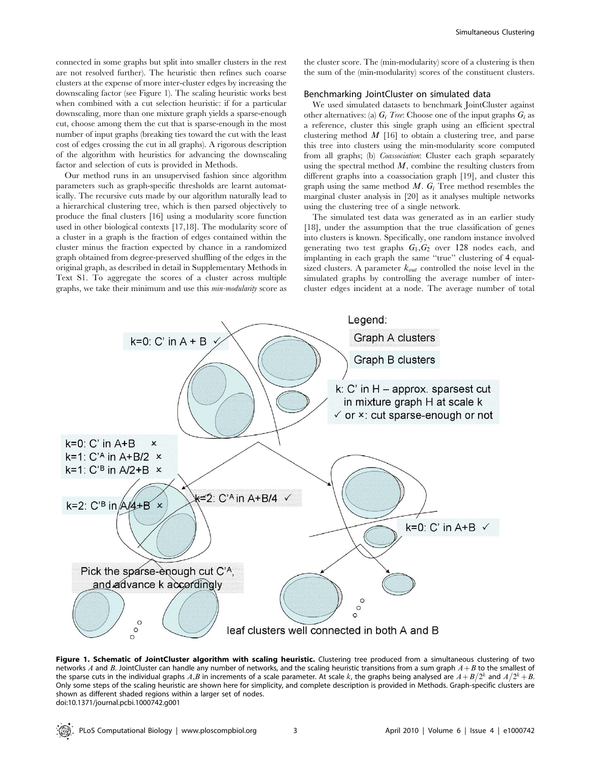connected in some graphs but split into smaller clusters in the rest are not resolved further). The heuristic then refines such coarse clusters at the expense of more inter-cluster edges by increasing the downscaling factor (see Figure 1). The scaling heuristic works best when combined with a cut selection heuristic: if for a particular downscaling, more than one mixture graph yields a sparse-enough cut, choose among them the cut that is sparse-enough in the most number of input graphs (breaking ties toward the cut with the least cost of edges crossing the cut in all graphs). A rigorous description of the algorithm with heuristics for advancing the downscaling factor and selection of cuts is provided in Methods.

Our method runs in an unsupervised fashion since algorithm parameters such as graph-specific thresholds are learnt automatically. The recursive cuts made by our algorithm naturally lead to a hierarchical clustering tree, which is then parsed objectively to produce the final clusters [16] using a modularity score function used in other biological contexts [17,18]. The modularity score of a cluster in a graph is the fraction of edges contained within the cluster minus the fraction expected by chance in a randomized graph obtained from degree-preserved shuffling of the edges in the original graph, as described in detail in Supplementary Methods in Text S1. To aggregate the scores of a cluster across multiple graphs, we take their minimum and use this *min-modularity* score as the cluster score. The (min-modularity) score of a clustering is then the sum of the (min-modularity) scores of the constituent clusters.

### Benchmarking JointCluster on simulated data

We used simulated datasets to benchmark JointCluster against other alternatives: (a) *$G_i$ Tree*: Choose one of the input graphs $G_i$ as a reference, cluster this single graph using an efficient spectral clustering method $M$ [16] to obtain a clustering tree, and parse this tree into clusters using the min-modularity score computed from all graphs; (b) *Coassociation*: Cluster each graph separately using the spectral method $M$, combine the resulting clusters from different graphs into a coassociation graph [19], and cluster this graph using the same method $M$. $G_i$ Tree method resembles the marginal cluster analysis in [20] as it analyses multiple networks using the clustering tree of a single network.

The simulated test data was generated as in an earlier study [18], under the assumption that the true classification of genes into clusters is known. Specifically, one random instance involved generating two test graphs $G_1$,$G_2$ over 128 nodes each, and implanting in each graph the same "true" clustering of 4 equal-sized clusters. A parameter $k_{out}$ controlled the noise level in the simulated graphs by controlling the average number of inter-cluster edges incident at a node. The average number of total

**Figure 1. Schematic of JointCluster algorithm with scaling heuristic.** Clustering tree produced from a simultaneous clustering of two networks $A$ and $B$. JointCluster can handle any number of networks, and the scaling heuristic transitions from a sum graph $A+B$ to the smallest of the sparse cuts in the individual graphs $A$,$B$ in increments of a scale parameter. At scale $k$, the graphs being analysed are $A+B/2^k$ and $A/2^k+B$. Only some steps of the scaling heuristic are shown here for simplicity, and complete description is provided in Methods. Graph-specific clusters are shown as different shaded regions within a larger set of nodes.
doi:10.1371/journal.pcbi.1000742.g001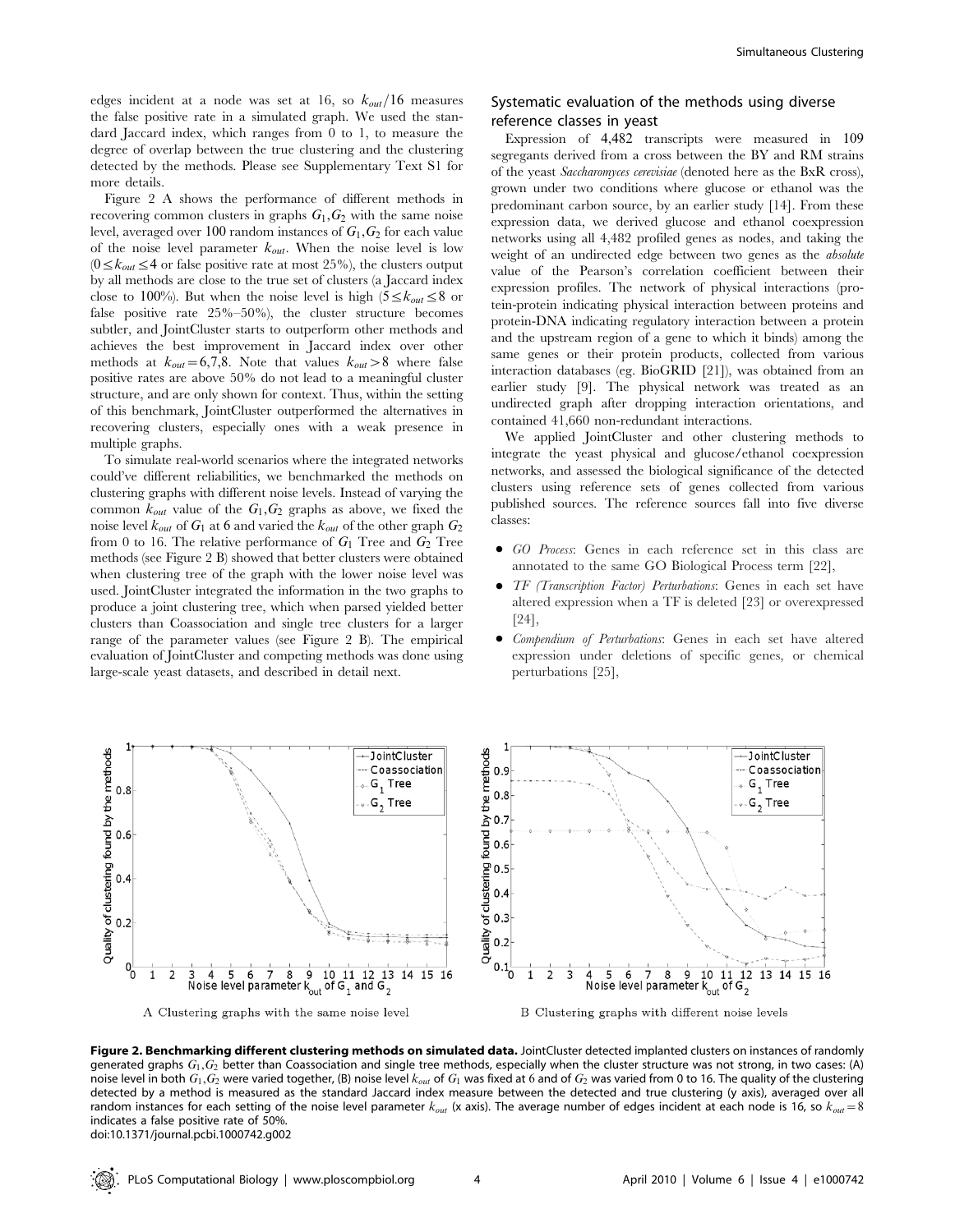edges incident at a node was set at 16, so $k_{out}/16$ measures the false positive rate in a simulated graph. We used the standard Jaccard index, which ranges from 0 to 1, to measure the degree of overlap between the true clustering and the clustering detected by the methods. Please see Supplementary Text S1 for more details.

Figure 2 A shows the performance of different methods in recovering common clusters in graphs $G_1, G_2$ with the same noise level, averaged over 100 random instances of $G_1, G_2$ for each value of the noise level parameter $k_{out}$. When the noise level is low ($0 \leq k_{out} \leq 4$ or false positive rate at most 25%), the clusters output by all methods are close to the true set of clusters (a Jaccard index close to 100%). But when the noise level is high ($5 \leq k_{out} \leq 8$ or false positive rate 25%–50%), the cluster structure becomes subtler, and JointCluster starts to outperform other methods and achieves the best improvement in Jaccard index over other methods at $k_{out} = 6,7,8$. Note that values $k_{out} > 8$ where false positive rates are above 50% do not lead to a meaningful cluster structure, and are only shown for context. Thus, within the setting of this benchmark, JointCluster outperformed the alternatives in recovering clusters, especially ones with a weak presence in multiple graphs.

To simulate real-world scenarios where the integrated networks could've different reliabilities, we benchmarked the methods on clustering graphs with different noise levels. Instead of varying the common $k_{out}$ value of the $G_1, G_2$ graphs as above, we fixed the noise level $k_{out}$ of $G_1$ at 6 and varied the $k_{out}$ of the other graph $G_2$ from 0 to 16. The relative performance of $G_1$ Tree and $G_2$ Tree methods (see Figure 2 B) showed that better clusters were obtained when clustering tree of the graph with the lower noise level was used. JointCluster integrated the information in the two graphs to produce a joint clustering tree, which when parsed yielded better clusters than Coassociation and single tree clusters for a larger range of the parameter values (see Figure 2 B). The empirical evaluation of JointCluster and competing methods was done using large-scale yeast datasets, and described in detail next.

## Systematic evaluation of the methods using diverse reference classes in yeast

Expression of 4,482 transcripts were measured in 109 segregants derived from a cross between the BY and RM strains of the yeast *Saccharomyces cerevisiae* (denoted here as the BxR cross), grown under two conditions where glucose or ethanol was the predominant carbon source, by an earlier study [14]. From these expression data, we derived glucose and ethanol coexpression networks using all 4,482 profiled genes as nodes, and taking the weight of an undirected edge between two genes as the *absolute* value of the Pearson's correlation coefficient between their expression profiles. The network of physical interactions (protein-protein indicating physical interaction between proteins and protein-DNA indicating regulatory interaction between a protein and the upstream region of a gene to which it binds) among the same genes or their protein products, collected from various interaction databases (eg. BioGRID [21]), was obtained from an earlier study [9]. The physical network was treated as an undirected graph after dropping interaction orientations, and contained 41,660 non-redundant interactions.

We applied JointCluster and other clustering methods to integrate the yeast physical and glucose/ethanol coexpression networks, and assessed the biological significance of the detected clusters using reference sets of genes collected from various published sources. The reference sources fall into five diverse classes:

- *GO Process*: Genes in each reference set in this class are annotated to the same GO Biological Process term [22],
- *TF (Transcription Factor) Perturbations*: Genes in each set have altered expression when a TF is deleted [23] or overexpressed [24],
- *Compendium of Perturbations*: Genes in each set have altered expression under deletions of specific genes, or chemical perturbations [25],

A Clustering graphs with the same noise level

B Clustering graphs with different noise levels

**Figure 2. Benchmarking different clustering methods on simulated data.** JointCluster detected implanted clusters on instances of randomly generated graphs $G_1, G_2$ better than Coassociation and single tree methods, especially when the cluster structure was not strong, in two cases: (A) noise level in both $G_1, G_2$ were varied together, (B) noise level $k_{out}$ of $G_1$ was fixed at 6 and of $G_2$ was varied from 0 to 16. The quality of the clustering detected by a method is measured as the standard Jaccard index measure between the detected and true clustering (y axis), averaged over all random instances for each setting of the noise level parameter $k_{out}$ (x axis). The average number of edges incident at each node is 16, so $k_{out} = 8$ indicates a false positive rate of 50%.
doi:10.1371/journal.pcbi.1000742.g002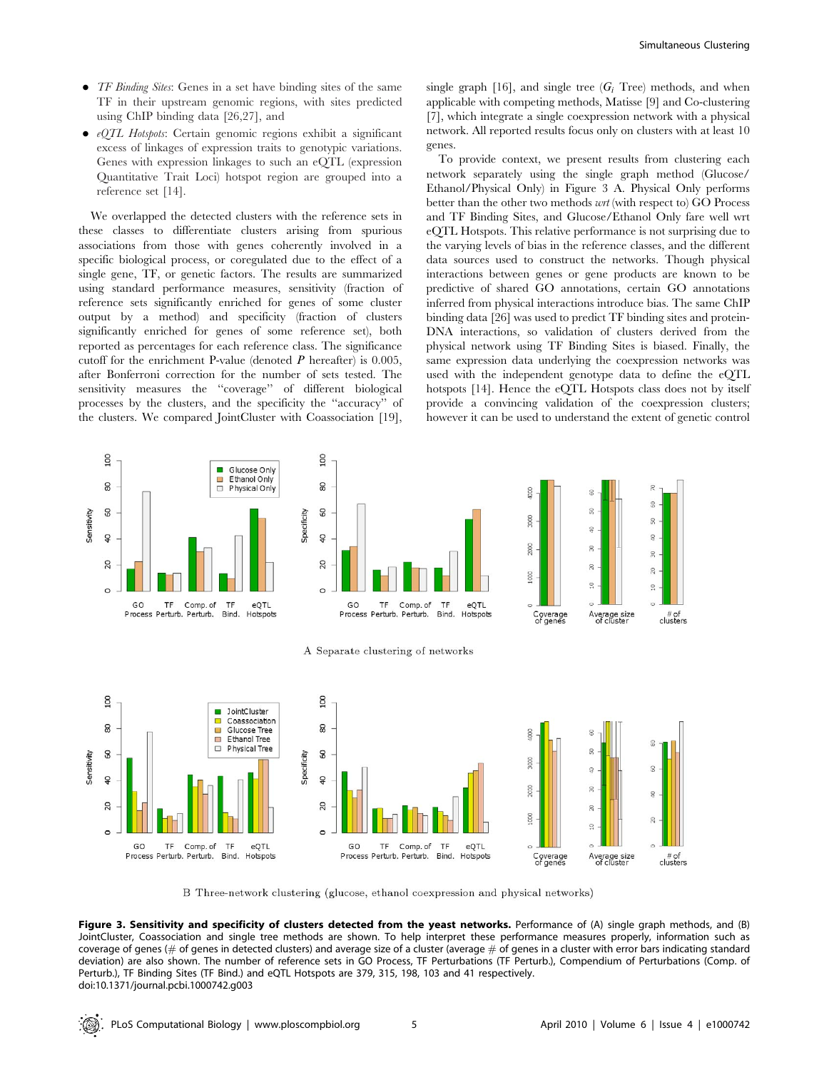- *TF Binding Sites*: Genes in a set have binding sites of the same TF in their upstream genomic regions, with sites predicted using ChIP binding data [26,27], and
- *eQTL Hotspots*: Certain genomic regions exhibit a significant excess of linkages of expression traits to genotypic variations. Genes with expression linkages to such an eQTL (expression Quantitative Trait Loci) hotspot region are grouped into a reference set [14].

We overlapped the detected clusters with the reference sets in these classes to differentiate clusters arising from spurious associations from those with genes coherently involved in a specific biological process, or coregulated due to the effect of a single gene, TF, or genetic factors. The results are summarized using standard performance measures, sensitivity (fraction of reference sets significantly enriched for genes of some cluster output by a method) and specificity (fraction of clusters significantly enriched for genes of some reference set), both reported as percentages for each reference class. The significance cutoff for the enrichment P-value (denoted $P$ hereafter) is 0.005, after Bonferroni correction for the number of sets tested. The sensitivity measures the "coverage" of different biological processes by the clusters, and the specificity the "accuracy" of the clusters. We compared JointCluster with Coassociation [19], single graph [16], and single tree ($G_i$ Tree) methods, and when applicable with competing methods, Matisse [9] and Co-clustering [7], which integrate a single coexpression network with a physical network. All reported results focus only on clusters with at least 10 genes.

To provide context, we present results from clustering each network separately using the single graph method (Glucose/Ethanol/Physical Only) in Figure 3 A. Physical Only performs better than the other two methods *wrt* (with respect to) GO Process and TF Binding Sites, and Glucose/Ethanol Only fare well wrt eQTL Hotspots. This relative performance is not surprising due to the varying levels of bias in the reference classes, and the different data sources used to construct the networks. Though physical interactions between genes or gene products are known to be predictive of shared GO annotations, certain GO annotations inferred from physical interactions introduce bias. The same ChIP binding data [26] was used to predict TF binding sites and protein-DNA interactions, so validation of clusters derived from the physical network using TF Binding Sites is biased. Finally, the same expression data underlying the coexpression networks was used with the independent genotype data to define the eQTL hotspots [14]. Hence the eQTL Hotspots class does not by itself provide a convincing validation of the coexpression clusters; however it can be used to understand the extent of genetic control

A Separate clustering of networks

B Three-network clustering (glucose, ethanol coexpression and physical networks)

**Figure 3. Sensitivity and specificity of clusters detected from the yeast networks.** Performance of (A) single graph methods, and (B) JointCluster, Coassociation and single tree methods are shown. To help interpret these performance measures properly, information such as coverage of genes (# of genes in detected clusters) and average size of a cluster (average # of genes in a cluster with error bars indicating standard deviation) are also shown. The number of reference sets in GO Process, TF Perturbations (TF Perturb.), Compendium of Perturbations (Comp. of Perturb.), TF Binding Sites (TF Bind.) and eQTL Hotspots are 379, 315, 198, 103 and 41 respectively.
doi:10.1371/journal.pcbi.1000742.g003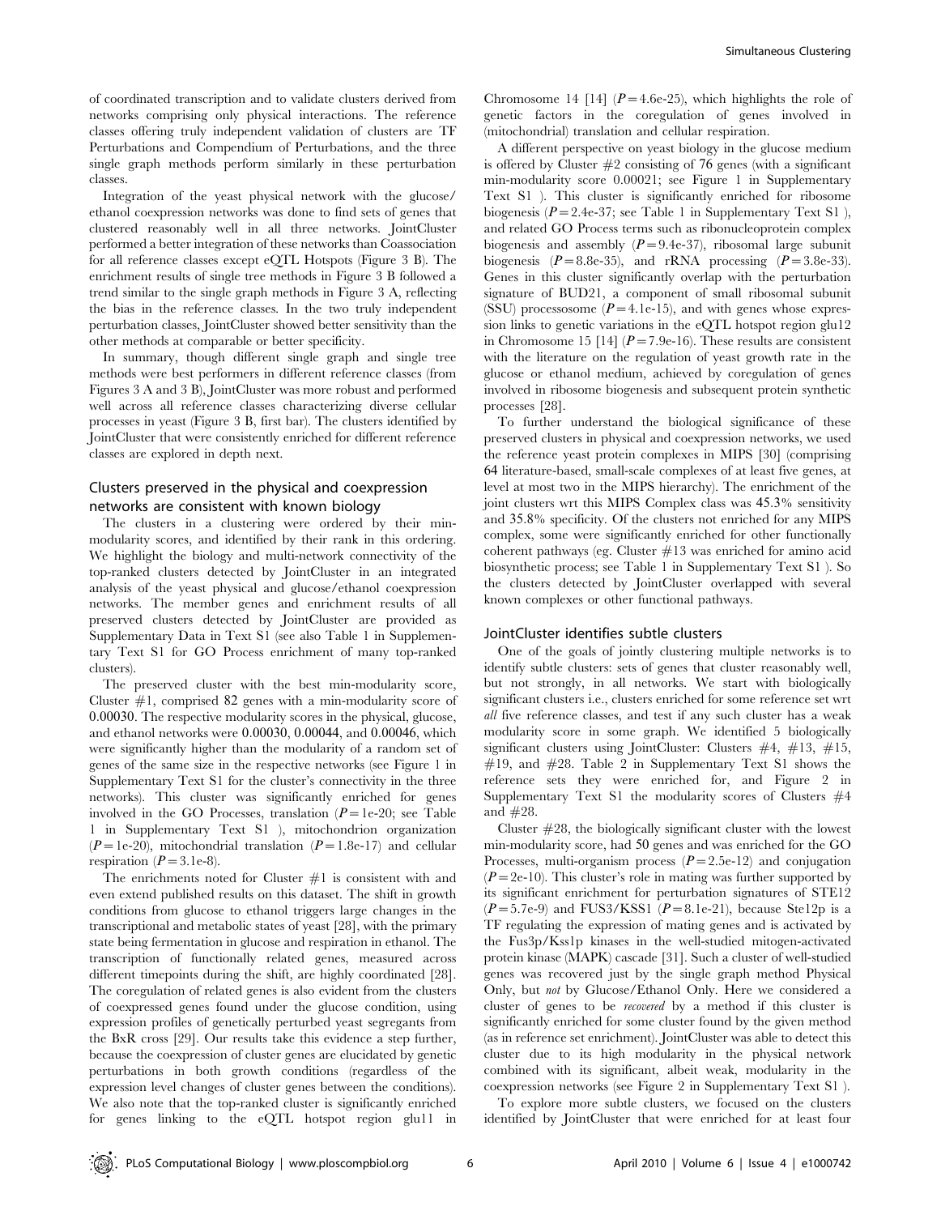of coordinated transcription and to validate clusters derived from networks comprising only physical interactions. The reference classes offering truly independent validation of clusters are TF Perturbations and Compendium of Perturbations, and the three single graph methods perform similarly in these perturbation classes.

Integration of the yeast physical network with the glucose/ethanol coexpression networks was done to find sets of genes that clustered reasonably well in all three networks. JointCluster performed a better integration of these networks than Coassociation for all reference classes except eQTL Hotspots (Figure 3 B). The enrichment results of single tree methods in Figure 3 B followed a trend similar to the single graph methods in Figure 3 A, reflecting the bias in the reference classes. In the two truly independent perturbation classes, JointCluster showed better sensitivity than the other methods at comparable or better specificity.

In summary, though different single graph and single tree methods were best performers in different reference classes (from Figures 3 A and 3 B), JointCluster was more robust and performed well across all reference classes characterizing diverse cellular processes in yeast (Figure 3 B, first bar). The clusters identified by JointCluster that were consistently enriched for different reference classes are explored in depth next.

## Clusters preserved in the physical and coexpression networks are consistent with known biology

The clusters in a clustering were ordered by their min-modularity scores, and identified by their rank in this ordering. We highlight the biology and multi-network connectivity of the top-ranked clusters detected by JointCluster in an integrated analysis of the yeast physical and glucose/ethanol coexpression networks. The member genes and enrichment results of all preserved clusters detected by JointCluster are provided as Supplementary Data in Text S1 (see also Table 1 in Supplementary Text S1 for GO Process enrichment of many top-ranked clusters).

The preserved cluster with the best min-modularity score, Cluster #1, comprised 82 genes with a min-modularity score of 0.00030. The respective modularity scores in the physical, glucose, and ethanol networks were 0.00030, 0.00044, and 0.00046, which were significantly higher than the modularity of a random set of genes of the same size in the respective networks (see Figure 1 in Supplementary Text S1 for the cluster's connectivity in the three networks). This cluster was significantly enriched for genes involved in the GO Processes, translation ($P = 1e\text{-}20$; see Table 1 in Supplementary Text S1 ), mitochondrion organization ($P = 1e\text{-}20$), mitochondrial translation ($P = 1.8e\text{-}17$) and cellular respiration ($P = 3.1e\text{-}8$).

The enrichments noted for Cluster #1 is consistent with and even extend published results on this dataset. The shift in growth conditions from glucose to ethanol triggers large changes in the transcriptional and metabolic states of yeast [28], with the primary state being fermentation in glucose and respiration in ethanol. The transcription of functionally related genes, measured across different timepoints during the shift, are highly coordinated [28]. The coregulation of related genes is also evident from the clusters of coexpressed genes found under the glucose condition, using expression profiles of genetically perturbed yeast segregants from the BxR cross [29]. Our results take this evidence a step further, because the coexpression of cluster genes are elucidated by genetic perturbations in both growth conditions (regardless of the expression level changes of cluster genes between the conditions). We also note that the top-ranked cluster is significantly enriched for genes linking to the eQTL hotspot region glu11 in Chromosome 14 [14] ($P = 4.6e\text{-}25$), which highlights the role of genetic factors in the coregulation of genes involved in (mitochondrial) translation and cellular respiration.

A different perspective on yeast biology in the glucose medium is offered by Cluster #2 consisting of 76 genes (with a significant min-modularity score 0.00021; see Figure 1 in Supplementary Text S1 ). This cluster is significantly enriched for ribosome biogenesis ($P = 2.4e\text{-}37$; see Table 1 in Supplementary Text S1 ), and related GO Process terms such as ribonucleoprotein complex biogenesis and assembly ($P = 9.4e\text{-}37$), ribosomal large subunit biogenesis ($P = 8.8e\text{-}35$), and rRNA processing ($P = 3.8e\text{-}33$). Genes in this cluster significantly overlap with the perturbation signature of BUD21, a component of small ribosomal subunit (SSU) processosome ($P = 4.1e\text{-}15$), and with genes whose expression links to genetic variations in the eQTL hotspot region glu12 in Chromosome 15 [14] ($P = 7.9e\text{-}16$). These results are consistent with the literature on the regulation of yeast growth rate in the glucose or ethanol medium, achieved by coregulation of genes involved in ribosome biogenesis and subsequent protein synthetic processes [28].

To further understand the biological significance of these preserved clusters in physical and coexpression networks, we used the reference yeast protein complexes in MIPS [30] (comprising 64 literature-based, small-scale complexes of at least five genes, at level at most two in the MIPS hierarchy). The enrichment of the joint clusters wrt this MIPS Complex class was 45.3% sensitivity and 35.8% specificity. Of the clusters not enriched for any MIPS complex, some were significantly enriched for other functionally coherent pathways (eg. Cluster #13 was enriched for amino acid biosynthetic process; see Table 1 in Supplementary Text S1 ). So the clusters detected by JointCluster overlapped with several known complexes or other functional pathways.

## JointCluster identifies subtle clusters

One of the goals of jointly clustering multiple networks is to identify subtle clusters: sets of genes that cluster reasonably well, but not strongly, in all networks. We start with biologically significant clusters i.e., clusters enriched for some reference set wrt *all* five reference classes, and test if any such cluster has a weak modularity score in some graph. We identified 5 biologically significant clusters using JointCluster: Clusters #4, #13, #15, #19, and #28. Table 2 in Supplementary Text S1 shows the reference sets they were enriched for, and Figure 2 in Supplementary Text S1 the modularity scores of Clusters #4 and #28.

Cluster #28, the biologically significant cluster with the lowest min-modularity score, had 50 genes and was enriched for the GO Processes, multi-organism process ($P = 2.5e\text{-}12$) and conjugation ($P = 2e\text{-}10$). This cluster's role in mating was further supported by its significant enrichment for perturbation signatures of STE12 ($P = 5.7e\text{-}9$) and FUS3/KSS1 ($P = 8.1e\text{-}21$), because Ste12p is a TF regulating the expression of mating genes and is activated by the Fus3p/Kss1p kinases in the well-studied mitogen-activated protein kinase (MAPK) cascade [31]. Such a cluster of well-studied genes was recovered just by the single graph method Physical Only, but *not* by Glucose/Ethanol Only. Here we considered a cluster of genes to be *recovered* by a method if this cluster is significantly enriched for some cluster found by the given method (as in reference set enrichment). JointCluster was able to detect this cluster due to its high modularity in the physical network combined with its significant, albeit weak, modularity in the coexpression networks (see Figure 2 in Supplementary Text S1 ).

To explore more subtle clusters, we focused on the clusters identified by JointCluster that were enriched for at least four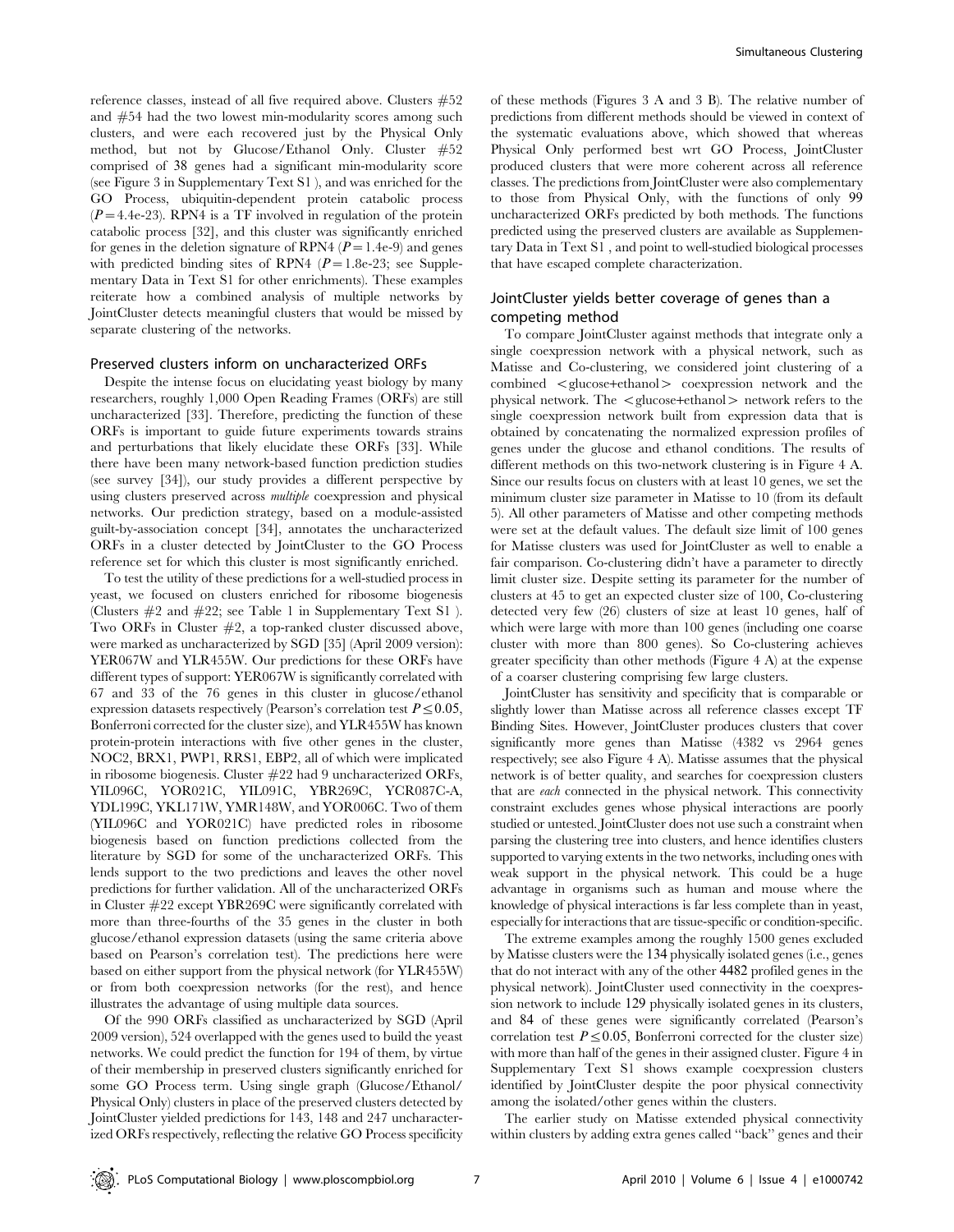reference classes, instead of all five required above. Clusters #52 and #54 had the two lowest min-modularity scores among such clusters, and were each recovered just by the Physical Only method, but not by Glucose/Ethanol Only. Cluster #52 comprised of 38 genes had a significant min-modularity score (see Figure 3 in Supplementary Text S1 ), and was enriched for the GO Process, ubiquitin-dependent protein catabolic process ($P = 4.4e\text{-}23$). RPN4 is a TF involved in regulation of the protein catabolic process [32], and this cluster was significantly enriched for genes in the deletion signature of RPN4 ($P = 1.4e\text{-}9$) and genes with predicted binding sites of RPN4 ($P = 1.8e\text{-}23$; see Supplementary Data in Text S1 for other enrichments). These examples reiterate how a combined analysis of multiple networks by JointCluster detects meaningful clusters that would be missed by separate clustering of the networks.

### Preserved clusters inform on uncharacterized ORFs

Despite the intense focus on elucidating yeast biology by many researchers, roughly 1,000 Open Reading Frames (ORFs) are still uncharacterized [33]. Therefore, predicting the function of these ORFs is important to guide future experiments towards strains and perturbations that likely elucidate these ORFs [33]. While there have been many network-based function prediction studies (see survey [34]), our study provides a different perspective by using clusters preserved across *multiple* coexpression and physical networks. Our prediction strategy, based on a module-assisted guilt-by-association concept [34], annotates the uncharacterized ORFs in a cluster detected by JointCluster to the GO Process reference set for which this cluster is most significantly enriched.

To test the utility of these predictions for a well-studied process in yeast, we focused on clusters enriched for ribosome biogenesis (Clusters #2 and #22; see Table 1 in Supplementary Text S1 ). Two ORFs in Cluster #2, a top-ranked cluster discussed above, were marked as uncharacterized by SGD [35] (April 2009 version): YER067W and YLR455W. Our predictions for these ORFs have different types of support: YER067W is significantly correlated with 67 and 33 of the 76 genes in this cluster in glucose/ethanol expression datasets respectively (Pearson's correlation test $P \leq 0.05$, Bonferroni corrected for the cluster size), and YLR455W has known protein-protein interactions with five other genes in the cluster, NOC2, BRX1, PWP1, RRS1, EBP2, all of which were implicated in ribosome biogenesis. Cluster #22 had 9 uncharacterized ORFs, YIL096C, YOR021C, YIL091C, YBR269C, YCR087C-A, YDL199C, YKL171W, YMR148W, and YOR006C. Two of them (YIL096C and YOR021C) have predicted roles in ribosome biogenesis based on function predictions collected from the literature by SGD for some of the uncharacterized ORFs. This lends support to the two predictions and leaves the other novel predictions for further validation. All of the uncharacterized ORFs in Cluster #22 except YBR269C were significantly correlated with more than three-fourths of the 35 genes in the cluster in both glucose/ethanol expression datasets (using the same criteria above based on Pearson's correlation test). The predictions here were based on either support from the physical network (for YLR455W) or from both coexpression networks (for the rest), and hence illustrates the advantage of using multiple data sources.

Of the 990 ORFs classified as uncharacterized by SGD (April 2009 version), 524 overlapped with the genes used to build the yeast networks. We could predict the function for 194 of them, by virtue of their membership in preserved clusters significantly enriched for some GO Process term. Using single graph (Glucose/Ethanol/Physical Only) clusters in place of the preserved clusters detected by JointCluster yielded predictions for 143, 148 and 247 uncharacterized ORFs respectively, reflecting the relative GO Process specificity of these methods (Figures 3 A and 3 B). The relative number of predictions from different methods should be viewed in context of the systematic evaluations above, which showed that whereas Physical Only performed best wrt GO Process, JointCluster produced clusters that were more coherent across all reference classes. The predictions from JointCluster were also complementary to those from Physical Only, with the functions of only 99 uncharacterized ORFs predicted by both methods. The functions predicted using the preserved clusters are available as Supplementary Data in Text S1 , and point to well-studied biological processes that have escaped complete characterization.

### JointCluster yields better coverage of genes than a competing method

To compare JointCluster against methods that integrate only a single coexpression network with a physical network, such as Matisse and Co-clustering, we considered joint clustering of a combined <glucose+ethanol> coexpression network and the physical network. The <glucose+ethanol> network refers to the single coexpression network built from expression data that is obtained by concatenating the normalized expression profiles of genes under the glucose and ethanol conditions. The results of different methods on this two-network clustering is in Figure 4 A. Since our results focus on clusters with at least 10 genes, we set the minimum cluster size parameter in Matisse to 10 (from its default 5). All other parameters of Matisse and other competing methods were set at the default values. The default size limit of 100 genes for Matisse clusters was used for JointCluster as well to enable a fair comparison. Co-clustering didn't have a parameter to directly limit cluster size. Despite setting its parameter for the number of clusters at 45 to get an expected cluster size of 100, Co-clustering detected very few (26) clusters of size at least 10 genes, half of which were large with more than 100 genes (including one coarse cluster with more than 800 genes). So Co-clustering achieves greater specificity than other methods (Figure 4 A) at the expense of a coarser clustering comprising few large clusters.

JointCluster has sensitivity and specificity that is comparable or slightly lower than Matisse across all reference classes except TF Binding Sites. However, JointCluster produces clusters that cover significantly more genes than Matisse (4382 vs 2964 genes respectively; see also Figure 4 A). Matisse assumes that the physical network is of better quality, and searches for coexpression clusters that are *each* connected in the physical network. This connectivity constraint excludes genes whose physical interactions are poorly studied or untested. JointCluster does not use such a constraint when parsing the clustering tree into clusters, and hence identifies clusters supported to varying extents in the two networks, including ones with weak support in the physical network. This could be a huge advantage in organisms such as human and mouse where the knowledge of physical interactions is far less complete than in yeast, especially for interactions that are tissue-specific or condition-specific.

The extreme examples among the roughly 1500 genes excluded by Matisse clusters were the 134 physically isolated genes (i.e., genes that do not interact with any of the other 4482 profiled genes in the physical network). JointCluster used connectivity in the coexpression network to include 129 physically isolated genes in its clusters, and 84 of these genes were significantly correlated (Pearson's correlation test $P \leq 0.05$, Bonferroni corrected for the cluster size) with more than half of the genes in their assigned cluster. Figure 4 in Supplementary Text S1 shows example coexpression clusters identified by JointCluster despite the poor physical connectivity among the isolated/other genes within the clusters.

The earlier study on Matisse extended physical connectivity within clusters by adding extra genes called "back" genes and their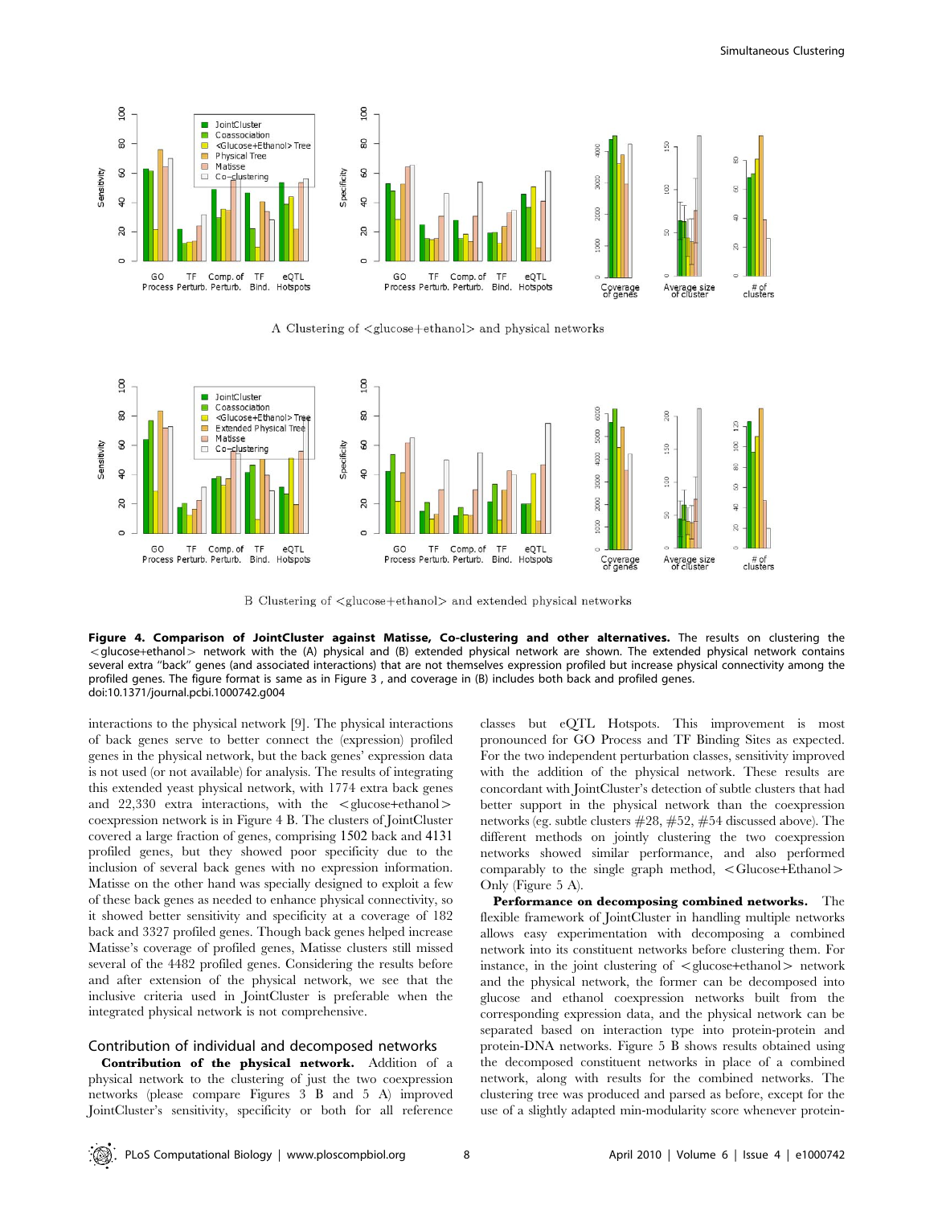A Clustering of <glucose+ethanol> and physical networks

B Clustering of <glucose+ethanol> and extended physical networks

**Figure 4. Comparison of JointCluster against Matisse, Co-clustering and other alternatives.** The results on clustering the <glucose+ethanol> network with the (A) physical and (B) extended physical network are shown. The extended physical network contains several extra "back" genes (and associated interactions) that are not themselves expression profiled but increase physical connectivity among the profiled genes. The figure format is same as in Figure 3 , and coverage in (B) includes both back and profiled genes.
doi:10.1371/journal.pcbi.1000742.g004

interactions to the physical network [9]. The physical interactions of back genes serve to better connect the (expression) profiled genes in the physical network, but the back genes' expression data is not used (or not available) for analysis. The results of integrating this extended yeast physical network, with 1774 extra back genes and 22,330 extra interactions, with the <glucose+ethanol> coexpression network is in Figure 4 B. The clusters of JointCluster covered a large fraction of genes, comprising 1502 back and 4131 profiled genes, but they showed poor specificity due to the inclusion of several back genes with no expression information. Matisse on the other hand was specially designed to exploit a few of these back genes as needed to enhance physical connectivity, so it showed better sensitivity and specificity at a coverage of 182 back and 3327 profiled genes. Though back genes helped increase Matisse's coverage of profiled genes, Matisse clusters still missed several of the 4482 profiled genes. Considering the results before and after extension of the physical network, we see that the inclusive criteria used in JointCluster is preferable when the integrated physical network is not comprehensive.

## Contribution of individual and decomposed networks

**Contribution of the physical network.** Addition of a physical network to the clustering of just the two coexpression networks (please compare Figures 3 B and 5 A) improved JointCluster's sensitivity, specificity or both for all reference classes but eQTL Hotspots. This improvement is most pronounced for GO Process and TF Binding Sites as expected. For the two independent perturbation classes, sensitivity improved with the addition of the physical network. These results are concordant with JointCluster's detection of subtle clusters that had better support in the physical network than the coexpression networks (eg. subtle clusters #28, #52, #54 discussed above). The different methods on jointly clustering the two coexpression networks showed similar performance, and also performed comparably to the single graph method, <Glucose+Ethanol> Only (Figure 5 A).

**Performance on decomposing combined networks.** The flexible framework of JointCluster in handling multiple networks allows easy experimentation with decomposing a combined network into its constituent networks before clustering them. For instance, in the joint clustering of <glucose+ethanol> network and the physical network, the former can be decomposed into glucose and ethanol coexpression networks built from the corresponding expression data, and the physical network can be separated based on interaction type into protein-protein and protein-DNA networks. Figure 5 B shows results obtained using the decomposed constituent networks in place of a combined network, along with results for the combined networks. The clustering tree was produced and parsed as before, except for the use of a slightly adapted min-modularity score whenever protein-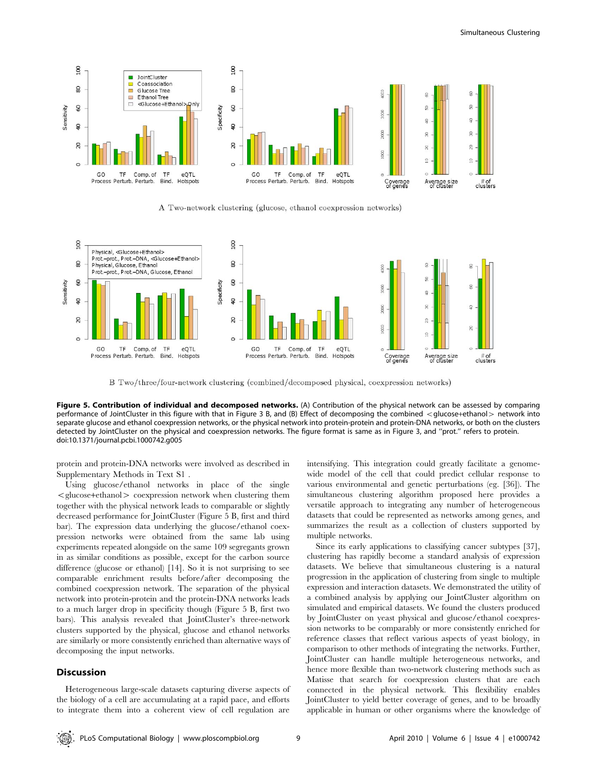A Two-network clustering (glucose, ethanol coexpression networks)

B Two/three/four-network clustering (combined/decomposed physical, coexpression networks)

**Figure 5. Contribution of individual and decomposed networks.** (A) Contribution of the physical network can be assessed by comparing performance of JointCluster in this figure with that in Figure 3 B, and (B) Effect of decomposing the combined <glucose+ethanol> network into separate glucose and ethanol coexpression networks, or the physical network into protein-protein and protein-DNA networks, or both on the clusters detected by JointCluster on the physical and coexpression networks. The figure format is same as in Figure 3, and "prot." refers to protein.
doi:10.1371/journal.pcbi.1000742.g005

protein and protein-DNA networks were involved as described in Supplementary Methods in Text S1 .

Using glucose/ethanol networks in place of the single <glucose+ethanol> coexpression network when clustering them together with the physical network leads to comparable or slightly decreased performance for JointCluster (Figure 5 B, first and third bar). The expression data underlying the glucose/ethanol coexpression networks were obtained from the same lab using experiments repeated alongside on the same 109 segregants grown in as similar conditions as possible, except for the carbon source difference (glucose or ethanol) [14]. So it is not surprising to see comparable enrichment results before/after decomposing the combined coexpression network. The separation of the physical network into protein-protein and the protein-DNA networks leads to a much larger drop in specificity though (Figure 5 B, first two bars). This analysis revealed that JointCluster's three-network clusters supported by the physical, glucose and ethanol networks are similarly or more consistently enriched than alternative ways of decomposing the input networks.

## Discussion

Heterogeneous large-scale datasets capturing diverse aspects of the biology of a cell are accumulating at a rapid pace, and efforts to integrate them into a coherent view of cell regulation are intensifying. This integration could greatly facilitate a genome-wide model of the cell that could predict cellular response to various environmental and genetic perturbations (eg. [36]). The simultaneous clustering algorithm proposed here provides a versatile approach to integrating any number of heterogeneous datasets that could be represented as networks among genes, and summarizes the result as a collection of clusters supported by multiple networks.

Since its early applications to classifying cancer subtypes [37], clustering has rapidly become a standard analysis of expression datasets. We believe that simultaneous clustering is a natural progression in the application of clustering from single to multiple expression and interaction datasets. We demonstrated the utility of a combined analysis by applying our JointCluster algorithm on simulated and empirical datasets. We found the clusters produced by JointCluster on yeast physical and glucose/ethanol coexpression networks to be comparably or more consistently enriched for reference classes that reflect various aspects of yeast biology, in comparison to other methods of integrating the networks. Further, JointCluster can handle multiple heterogeneous networks, and hence more flexible than two-network clustering methods such as Matisse that search for coexpression clusters that are each connected in the physical network. This flexibility enables JointCluster to yield better coverage of genes, and to be broadly applicable in human or other organisms where the knowledge of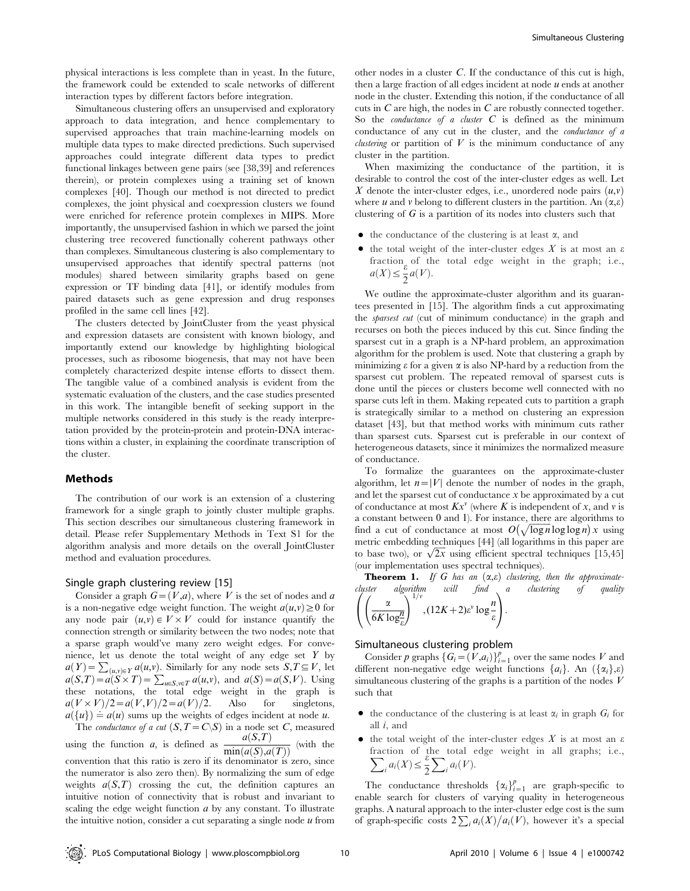physical interactions is less complete than in yeast. In the future, the framework could be extended to scale networks of different interaction types by different factors before integration.

Simultaneous clustering offers an unsupervised and exploratory approach to data integration, and hence complementary to supervised approaches that train machine-learning models on multiple data types to make directed predictions. Such supervised approaches could integrate different data types to predict functional linkages between gene pairs (see [38,39] and references therein), or protein complexes using a training set of known complexes [40]. Though our method is not directed to predict complexes, the joint physical and coexpression clusters we found were enriched for reference protein complexes in MIPS. More importantly, the unsupervised fashion in which we parsed the joint clustering tree recovered functionally coherent pathways other than complexes. Simultaneous clustering is also complementary to unsupervised approaches that identify spectral patterns (not modules) shared between similarity graphs based on gene expression or TF binding data [41], or identify modules from paired datasets such as gene expression and drug responses profiled in the same cell lines [42].

The clusters detected by JointCluster from the yeast physical and expression datasets are consistent with known biology, and importantly extend our knowledge by highlighting biological processes, such as ribosome biogenesis, that may not have been completely characterized despite intense efforts to dissect them. The tangible value of a combined analysis is evident from the systematic evaluation of the clusters, and the case studies presented in this work. The intangible benefit of seeking support in the multiple networks considered in this study is the ready interpretation provided by the protein-protein and protein-DNA interactions within a cluster, in explaining the coordinate transcription of the cluster.

## Methods

The contribution of our work is an extension of a clustering framework for a single graph to jointly cluster multiple graphs. This section describes our simultaneous clustering framework in detail. Please refer Supplementary Methods in Text S1 for the algorithm analysis and more details on the overall JointCluster method and evaluation procedures.

### Single graph clustering review [15]

Consider a graph $G=(V,a)$, where $V$ is the set of nodes and $a$ is a non-negative edge weight function. The weight $a(u,v)\geq 0$ for any node pair $(u,v)\in V\times V$ could for instance quantify the connection strength or similarity between the two nodes; note that a sparse graph would've many zero weight edges. For convenience, let us denote the total weight of any edge set $Y$ by $a(Y)=\sum_{(u,v)\in Y}a(u,v)$. Similarly for any node sets $S,T\subseteq V$, let $a(S,T)=a(S\times T)=\sum_{u\in S,v\in T}a(u,v)$, and $a(S)=a(S,V)$. Using these notations, the total edge weight in the graph is $a(V\times V)/2=a(V,V)/2=a(V)/2$. Also for singletons, $a(\{u\})\doteq a(u)$ sums up the weights of edges incident at node $u$.

The *conductance of a cut* $(S,T=C\backslash S)$ in a node set $C$, measured using the function $a$, is defined as $\frac{a(S,T)}{\min(a(S),a(T))}$ (with the convention that this ratio is zero if its denominator is zero, since the numerator is also zero then). By normalizing the sum of edge weights $a(S,T)$ crossing the cut, the definition captures an intuitive notion of connectivity that is robust and invariant to scaling the edge weight function $a$ by any constant. To illustrate the intuitive notion, consider a cut separating a single node $u$ from other nodes in a cluster $C$. If the conductance of this cut is high, then a large fraction of all edges incident at node $u$ ends at another node in the cluster. Extending this notion, if the conductance of all cuts in $C$ are high, the nodes in $C$ are robustly connected together. So the *conductance of a cluster* $C$ is defined as the minimum conductance of any cut in the cluster, and the *conductance of a clustering* or partition of $V$ is the minimum conductance of any cluster in the partition.

When maximizing the conductance of the partition, it is desirable to control the cost of the inter-cluster edges as well. Let $X$ denote the inter-cluster edges, i.e., unordered node pairs $(u,v)$ where $u$ and $v$ belong to different clusters in the partition. An $(\alpha,\varepsilon)$ clustering of $G$ is a partition of its nodes into clusters such that

- the conductance of the clustering is at least $\alpha$, and
- the total weight of the inter-cluster edges $X$ is at most an $\varepsilon$ fraction of the total edge weight in the graph; i.e., $a(X)\leq\frac{\varepsilon}{2}a(V)$.

We outline the approximate-cluster algorithm and its guarantees presented in [15]. The algorithm finds a cut approximating the *sparsest cut* (cut of minimum conductance) in the graph and recurses on both the pieces induced by this cut. Since finding the sparsest cut in a graph is a NP-hard problem, an approximation algorithm for the problem is used. Note that clustering a graph by minimizing $\varepsilon$ for a given $\alpha$ is also NP-hard by a reduction from the sparsest cut problem. The repeated removal of sparsest cuts is done until the pieces or clusters become well connected with no sparse cuts left in them. Making repeated cuts to partition a graph is strategically similar to a method on clustering an expression dataset [43], but that method works with minimum cuts rather than sparsest cuts. Sparsest cut is preferable in our context of heterogeneous datasets, since it minimizes the normalized measure of conductance.

To formalize the guarantees on the approximate-cluster algorithm, let $n=|V|$ denote the number of nodes in the graph, and let the sparsest cut of conductance $x$ be approximated by a cut of conductance at most $Kx^{\nu}$ (where $K$ is independent of $x$, and $\nu$ is a constant between 0 and 1). For instance, there are algorithms to find a cut of conductance at most $O\left(\sqrt{\log n}\log\log n\right)x$ using metric embedding techniques [44] (all logarithms in this paper are to base two), or $\sqrt{2x}$ using efficient spectral techniques [15,45] (our implementation uses spectral techniques).

**Theorem 1.** *If $G$ has an $(\alpha,\varepsilon)$ clustering, then the approximate-cluster algorithm will find a clustering of quality* $\left(\left(\frac{\alpha}{6K\log\frac{n}{\varepsilon}}\right)^{1/\nu},(12K+2)\varepsilon^{\nu}\log\frac{n}{\varepsilon}\right)$.

### Simultaneous clustering problem

Consider $p$ graphs $\{G_i=(V,a_i)\}_{i=1}^{p}$ over the same nodes $V$ and different non-negative edge weight functions $\{a_i\}$. An $(\{\alpha_i\},\varepsilon)$ simultaneous clustering of the graphs is a partition of the nodes $V$ such that

- the conductance of the clustering is at least $\alpha_i$ in graph $G_i$ for all $i$, and
- the total weight of the inter-cluster edges $X$ is at most an $\varepsilon$ fraction of the total edge weight in all graphs; i.e., $\sum_i a_i(X)\leq\frac{\varepsilon}{2}\sum_i a_i(V)$.

The conductance thresholds $\{\alpha_i\}_{i=1}^{p}$ are graph-specific to enable search for clusters of varying quality in heterogeneous graphs. A natural approach to the inter-cluster edge cost is the sum of graph-specific costs $2\sum_i a_i(X)/a_i(V)$, however it's a special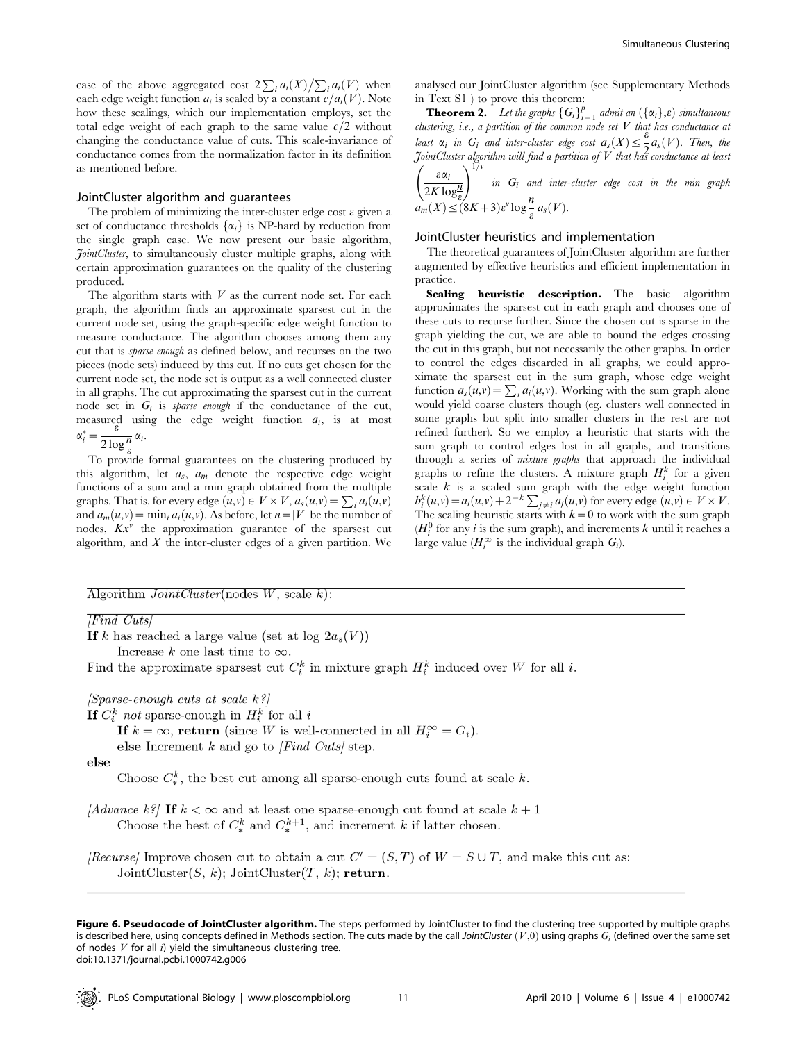case of the above aggregated cost $2\sum_i a_i(X)/\sum_i a_i(V)$ when each edge weight function $a_i$ is scaled by a constant $c/a_i(V)$. Note how these scalings, which our implementation employs, set the total edge weight of each graph to the same value $c/2$ without changing the conductance value of cuts. This scale-invariance of conductance comes from the normalization factor in its definition as mentioned before.

### JointCluster algorithm and guarantees

The problem of minimizing the inter-cluster edge cost $\varepsilon$ given a set of conductance thresholds $\{\alpha_i\}$ is NP-hard by reduction from the single graph case. We now present our basic algorithm, *JointCluster*, to simultaneously cluster multiple graphs, along with certain approximation guarantees on the quality of the clustering produced.

The algorithm starts with $V$ as the current node set. For each graph, the algorithm finds an approximate sparsest cut in the current node set, using the graph-specific edge weight function to measure conductance. The algorithm chooses among them any cut that is *sparse enough* as defined below, and recurses on the two pieces (node sets) induced by this cut. If no cuts get chosen for the current node set, the node set is output as a well connected cluster in all graphs. The cut approximating the sparsest cut in the current node set in $G_i$ is *sparse enough* if the conductance of the cut, measured using the edge weight function $a_i$, is at most $\alpha_i^* = \frac{\varepsilon}{2\log\frac{n}{\varepsilon}}\alpha_i$.

To provide formal guarantees on the clustering produced by this algorithm, let $a_s$, $a_m$ denote the respective edge weight functions of a sum and a min graph obtained from the multiple graphs. That is, for every edge $(u,v) \in V \times V$, $a_s(u,v) = \sum_i a_i(u,v)$ and $a_m(u,v) = \min_i a_i(u,v)$. As before, let $n = |V|$ be the number of nodes, $Kx^\nu$ the approximation guarantee of the sparsest cut algorithm, and $X$ the inter-cluster edges of a given partition. We analysed our JointCluster algorithm (see Supplementary Methods in Text S1 ) to prove this theorem:

**Theorem 2.** *Let the graphs $\{G_i\}_{i=1}^p$ admit an $(\{\alpha_i\},\varepsilon)$ simultaneous clustering, i.e., a partition of the common node set $V$ that has conductance at least $\alpha_i$ in $G_i$ and inter-cluster edge cost $a_s(X) \leq \frac{\varepsilon}{2}a_s(V)$. Then, the JointCluster algorithm will find a partition of $V$ that has conductance at least $\left(\frac{\varepsilon\alpha_i}{2K\log\frac{n}{\varepsilon}}\right)^{1/\nu}$ in $G_i$ and inter-cluster edge cost in the min graph $a_m(X) \leq (8K+3)\varepsilon^\nu \log\frac{n}{\varepsilon}\, a_s(V)$.*

### JointCluster heuristics and implementation

The theoretical guarantees of JointCluster algorithm are further augmented by effective heuristics and efficient implementation in practice.

**Scaling heuristic description.** The basic algorithm approximates the sparsest cut in each graph and chooses one of these cuts to recurse further. Since the chosen cut is sparse in the graph yielding the cut, we are able to bound the edges crossing the cut in this graph, but not necessarily the other graphs. In order to control the edges discarded in all graphs, we could approximate the sparsest cut in the sum graph, whose edge weight function $a_s(u,v) = \sum_i a_i(u,v)$. Working with the sum graph alone would yield coarse clusters though (eg. clusters well connected in some graphs but split into smaller clusters in the rest are not refined further). So we employ a heuristic that starts with the sum graph to control edges lost in all graphs, and transitions through a series of *mixture graphs* that approach the individual graphs to refine the clusters. A mixture graph $H_i^k$ for a given scale $k$ is a scaled sum graph with the edge weight function $b_i^k(u,v) = a_i(u,v) + 2^{-k}\sum_{j\neq i} a_j(u,v)$ for every edge $(u,v) \in V \times V$. The scaling heuristic starts with $k=0$ to work with the sum graph ($H_i^0$ for any $i$ is the sum graph), and increments $k$ until it reaches a large value ($H_i^\infty$ is the individual graph $G_i$).

```
Algorithm JointCluster(nodes W, scale k):

[Find Cuts]
If k has reached a large value (set at log 2a_s(V))
      Increase k one last time to ∞.
Find the approximate sparsest cut C_i^k in mixture graph H_i^k induced over W for all i.

[Sparse-enough cuts at scale k?]
If C_i^k not sparse-enough in H_i^k for all i
      If k = ∞, return (since W is well-connected in all H_i^∞ = G_i).
      else Increment k and go to [Find Cuts] step.
else
      Choose C_*^k, the best cut among all sparse-enough cuts found at scale k.

[Advance k?] If k < ∞ and at least one sparse-enough cut found at scale k + 1
      Choose the best of C_*^k and C_*^{k+1}, and increment k if latter chosen.

[Recurse] Improve chosen cut to obtain a cut C' = (S,T) of W = S ∪ T, and make this cut as:
      JointCluster(S, k); JointCluster(T, k); return.
```

**Figure 6. Pseudocode of JointCluster algorithm.** The steps performed by JointCluster to find the clustering tree supported by multiple graphs is described here, using concepts defined in Methods section. The cuts made by the call *JointCluster* $(V,0)$ using graphs $G_i$ (defined over the same set of nodes $V$ for all $i$) yield the simultaneous clustering tree.
doi:10.1371/journal.pcbi.1000742.g006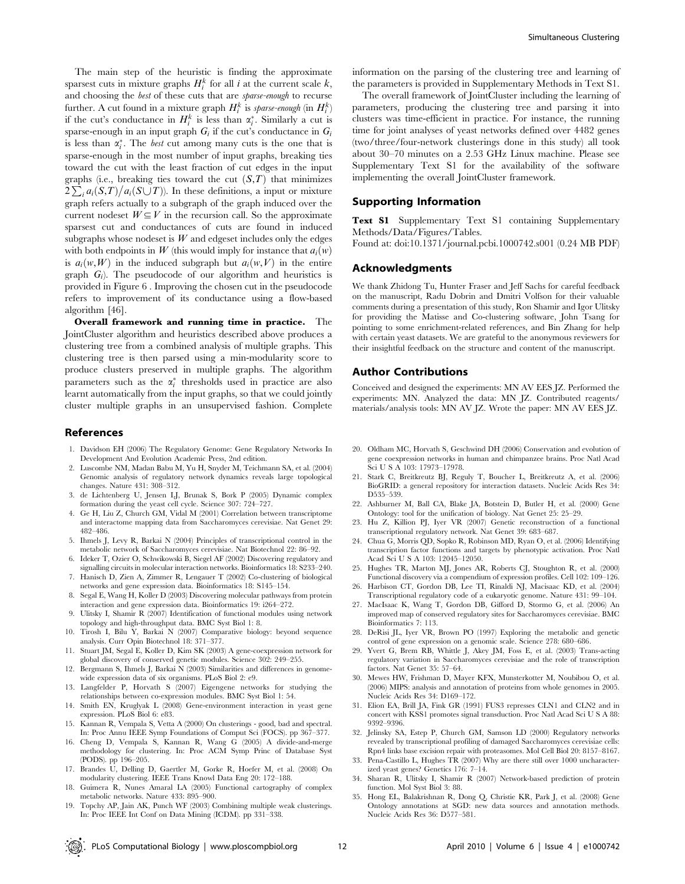The main step of the heuristic is finding the approximate sparsest cuts in mixture graphs $H_i^k$ for all $i$ at the current scale $k$, and choosing the *best* of these cuts that are *sparse-enough* to recurse further. A cut found in a mixture graph $H_i^k$ is *sparse-enough* (in $H_i^k$) if the cut's conductance in $H_i^k$ is less than $\alpha_i^*$. Similarly a cut is sparse-enough in an input graph $G_i$ if the cut's conductance in $G_i$ is less than $\alpha_i^*$. The *best* cut among many cuts is the one that is sparse-enough in the most number of input graphs, breaking ties toward the cut with the least fraction of cut edges in the input graphs (i.e., breaking ties toward the cut $(S,T)$ that minimizes $2\sum_i a_i(S,T)/a_i(S\cup T)$). In these definitions, a input or mixture graph refers actually to a subgraph of the graph induced over the current nodeset $W \subseteq V$ in the recursion call. So the approximate sparsest cut and conductances of cuts are found in induced subgraphs whose nodeset is $W$ and edgeset includes only the edges with both endpoints in $W$ (this would imply for instance that $a_i(w)$ is $a_i(w,W)$ in the induced subgraph but $a_i(w,V)$ in the entire graph $G_i$). The pseudocode of our algorithm and heuristics is provided in Figure 6 . Improving the chosen cut in the pseudocode refers to improvement of its conductance using a flow-based algorithm [46].

**Overall framework and running time in practice.** The JointCluster algorithm and heuristics described above produces a clustering tree from a combined analysis of multiple graphs. This clustering tree is then parsed using a min-modularity score to produce clusters preserved in multiple graphs. The algorithm parameters such as the $\alpha_i^*$ thresholds used in practice are also learnt automatically from the input graphs, so that we could jointly cluster multiple graphs in an unsupervised fashion. Complete information on the parsing of the clustering tree and learning of the parameters is provided in Supplementary Methods in Text S1.

The overall framework of JointCluster including the learning of parameters, producing the clustering tree and parsing it into clusters was time-efficient in practice. For instance, the running time for joint analyses of yeast networks defined over 4482 genes (two/three/four-network clusterings done in this study) all took about 30–70 minutes on a 2.53 GHz Linux machine. Please see Supplementary Text S1 for the availability of the software implementing the overall JointCluster framework.

## Supporting Information

**Text S1** Supplementary Text S1 containing Supplementary Methods/Data/Figures/Tables.
Found at: doi:10.1371/journal.pcbi.1000742.s001 (0.24 MB PDF)

## Acknowledgments

We thank Zhidong Tu, Hunter Fraser and Jeff Sachs for careful feedback on the manuscript, Radu Dobrin and Dmitri Volfson for their valuable comments during a presentation of this study, Ron Shamir and Igor Ulitsky for providing the Matisse and Co-clustering software, John Tsang for pointing to some enrichment-related references, and Bin Zhang for help with certain yeast datasets. We are grateful to the anonymous reviewers for their insightful feedback on the structure and content of the manuscript.

## Author Contributions

Conceived and designed the experiments: MN AV EES JZ. Performed the experiments: MN. Analyzed the data: MN JZ. Contributed reagents/materials/analysis tools: MN AV JZ. Wrote the paper: MN AV EES JZ.

## References

1. Davidson EH (2006) The Regulatory Genome: Gene Regulatory Networks In Development And Evolution Academic Press, 2nd edition.
2. Luscombe NM, Madan Babu M, Yu H, Snyder M, Teichmann SA, et al. (2004) Genomic analysis of regulatory network dynamics reveals large topological changes. Nature 431: 308–312.
3. de Lichtenberg U, Jensen LJ, Brunak S, Bork P (2005) Dynamic complex formation during the yeast cell cycle. Science 307: 724–727.
4. Ge H, Liu Z, Church GM, Vidal M (2001) Correlation between transcriptome and interactome mapping data from Saccharomyces cerevisiae. Nat Genet 29: 482–486.
5. Ihmels J, Levy R, Barkai N (2004) Principles of transcriptional control in the metabolic network of Saccharomyces cerevisiae. Nat Biotechnol 22: 86–92.
6. Ideker T, Ozier O, Schwikowski B, Siegel AF (2002) Discovering regulatory and signalling circuits in molecular interaction networks. Bioinformatics 18: S233–240.
7. Hanisch D, Zien A, Zimmer R, Lengauer T (2002) Co-clustering of biological networks and gene expression data. Bioinformatics 18: S145–154.
8. Segal E, Wang H, Koller D (2003) Discovering molecular pathways from protein interaction and gene expression data. Bioinformatics 19: i264–272.
9. Ulitsky I, Shamir R (2007) Identification of functional modules using network topology and high-throughput data. BMC Syst Biol 1: 8.
10. Tirosh I, Bilu Y, Barkai N (2007) Comparative biology: beyond sequence analysis. Curr Opin Biotechnol 18: 371–377.
11. Stuart JM, Segal E, Koller D, Kim SK (2003) A gene-coexpression network for global discovery of conserved genetic modules. Science 302: 249–255.
12. Bergmann S, Ihmels J, Barkai N (2003) Similarities and differences in genome-wide expression data of six organisms. PLoS Biol 2: e9.
13. Langfelder P, Horvath S (2007) Eigengene networks for studying the relationships between co-expression modules. BMC Syst Biol 1: 54.
14. Smith EN, Kruglyak L (2008) Gene-environment interaction in yeast gene expression. PLoS Biol 6: e83.
15. Kannan R, Vempala S, Vetta A (2000) On clusterings - good, bad and spectral. In: Proc Annu IEEE Symp Foundations of Comput Sci (FOCS). pp 367–377.
16. Cheng D, Vempala S, Kannan R, Wang G (2005) A divide-and-merge methodology for clustering. In: Proc ACM Symp Princ of Database Syst (PODS). pp 196–205.
17. Brandes U, Delling D, Gaertler M, Gorke R, Hoefer M, et al. (2008) On modularity clustering. IEEE Trans Knowl Data Eng 20: 172–188.
18. Guimera R, Nunes Amaral LA (2005) Functional cartography of complex metabolic networks. Nature 433: 895–900.
19. Topchy AP, Jain AK, Punch WF (2003) Combining multiple weak clusterings. In: Proc IEEE Int Conf on Data Mining (ICDM). pp 331–338.
20. Oldham MC, Horvath S, Geschwind DH (2006) Conservation and evolution of gene coexpression networks in human and chimpanzee brains. Proc Natl Acad Sci U S A 103: 17973–17978.
21. Stark C, Breitkreutz BJ, Reguly T, Boucher L, Breitkreutz A, et al. (2006) BioGRID: a general repository for interaction datasets. Nucleic Acids Res 34: D535–539.
22. Ashburner M, Ball CA, Blake JA, Botstein D, Butler H, et al. (2000) Gene Ontology: tool for the unification of biology. Nat Genet 25: 25–29.
23. Hu Z, Killion PJ, Iyer VR (2007) Genetic reconstruction of a functional transcriptional regulatory network. Nat Genet 39: 683–687.
24. Chua G, Morris QD, Sopko R, Robinson MD, Ryan O, et al. (2006) Identifying transcription factor functions and targets by phenotypic activation. Proc Natl Acad Sci U S A 103: 12045–12050.
25. Hughes TR, Marton MJ, Jones AR, Roberts CJ, Stoughton R, et al. (2000) Functional discovery via a compendium of expression profiles. Cell 102: 109–126.
26. Harbison CT, Gordon DB, Lee TI, Rinaldi NJ, Macisaac KD, et al. (2004) Transcriptional regulatory code of a eukaryotic genome. Nature 431: 99–104.
27. MacIsaac K, Wang T, Gordon DB, Gifford D, Stormo G, et al. (2006) An improved map of conserved regulatory sites for Saccharomyces cerevisiae. BMC Bioinformatics 7: 113.
28. DeRisi JL, Iyer VR, Brown PO (1997) Exploring the metabolic and genetic control of gene expression on a genomic scale. Science 278: 680–686.
29. Yvert G, Brem RB, Whittle J, Akey JM, Foss E, et al. (2003) Trans-acting regulatory variation in Saccharomyces cerevisiae and the role of transcription factors. Nat Genet 35: 57–64.
30. Mewes HW, Frishman D, Mayer KFX, Munsterkotter M, Noubibou O, et al. (2006) MIPS: analysis and annotation of proteins from whole genomes in 2005. Nucleic Acids Res 34: D169–172.
31. Elion EA, Brill JA, Fink GR (1991) FUS3 represses CLN1 and CLN2 and in concert with KSS1 promotes signal transduction. Proc Natl Acad Sci U S A 88: 9392–9396.
32. Jelinsky SA, Estep P, Church GM, Samson LD (2000) Regulatory networks revealed by transcriptional profiling of damaged Saccharomyces cerevisiae cells: Rpn4 links base excision repair with proteasomes. Mol Cell Biol 20: 8157–8167.
33. Pena-Castillo L, Hughes TR (2007) Why are there still over 1000 uncharacterized yeast genes? Genetics 176: 7–14.
34. Sharan R, Ulitsky I, Shamir R (2007) Network-based prediction of protein function. Mol Syst Biol 3: 88.
35. Hong EL, Balakrishnan R, Dong Q, Christie KR, Park J, et al. (2008) Gene Ontology annotations at SGD: new data sources and annotation methods. Nucleic Acids Res 36: D577–581.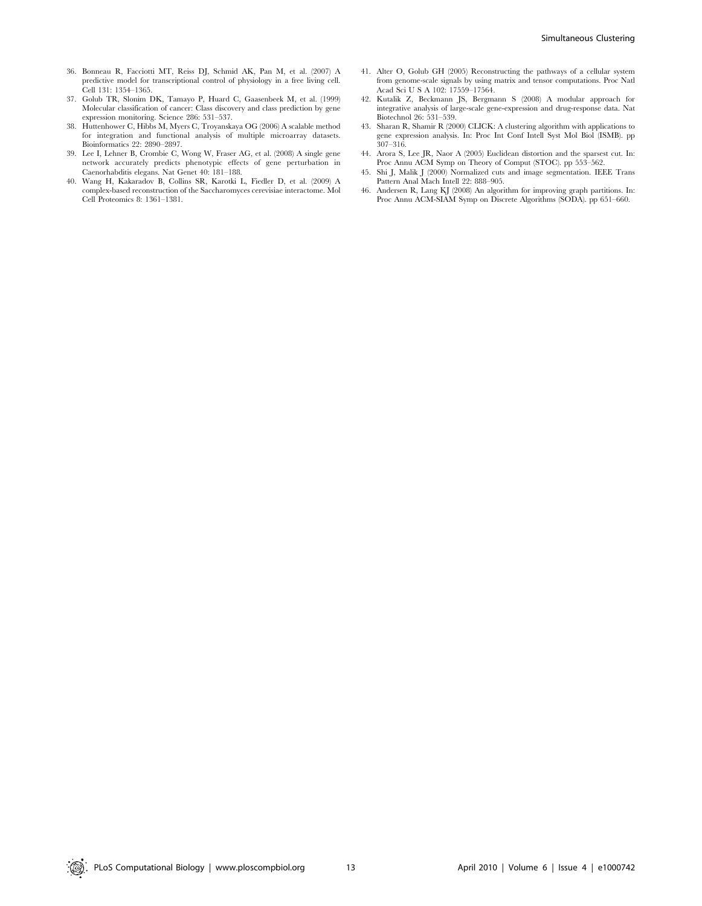36. Bonneau R, Facciotti MT, Reiss DJ, Schmid AK, Pan M, et al. (2007) A predictive model for transcriptional control of physiology in a free living cell. Cell 131: 1354–1365.
37. Golub TR, Slonim DK, Tamayo P, Huard C, Gaasenbeek M, et al. (1999) Molecular classification of cancer: Class discovery and class prediction by gene expression monitoring. Science 286: 531–537.
38. Huttenhower C, Hibbs M, Myers C, Troyanskaya OG (2006) A scalable method for integration and functional analysis of multiple microarray datasets. Bioinformatics 22: 2890–2897.
39. Lee I, Lehner B, Crombie C, Wong W, Fraser AG, et al. (2008) A single gene network accurately predicts phenotypic effects of gene perturbation in Caenorhabditis elegans. Nat Genet 40: 181–188.
40. Wang H, Kakaradov B, Collins SR, Karotki L, Fiedler D, et al. (2009) A complex-based reconstruction of the Saccharomyces cerevisiae interactome. Mol Cell Proteomics 8: 1361–1381.
41. Alter O, Golub GH (2005) Reconstructing the pathways of a cellular system from genome-scale signals by using matrix and tensor computations. Proc Natl Acad Sci U S A 102: 17559–17564.
42. Kutalik Z, Beckmann JS, Bergmann S (2008) A modular approach for integrative analysis of large-scale gene-expression and drug-response data. Nat Biotechnol 26: 531–539.
43. Sharan R, Shamir R (2000) CLICK: A clustering algorithm with applications to gene expression analysis. In: Proc Int Conf Intell Syst Mol Biol (ISMB). pp 307–316.
44. Arora S, Lee JR, Naor A (2005) Euclidean distortion and the sparsest cut. In: Proc Annu ACM Symp on Theory of Comput (STOC). pp 553–562.
45. Shi J, Malik J (2000) Normalized cuts and image segmentation. IEEE Trans Pattern Anal Mach Intell 22: 888–905.
46. Andersen R, Lang KJ (2008) An algorithm for improving graph partitions. In: Proc Annu ACM-SIAM Symp on Discrete Algorithms (SODA). pp 651–660.